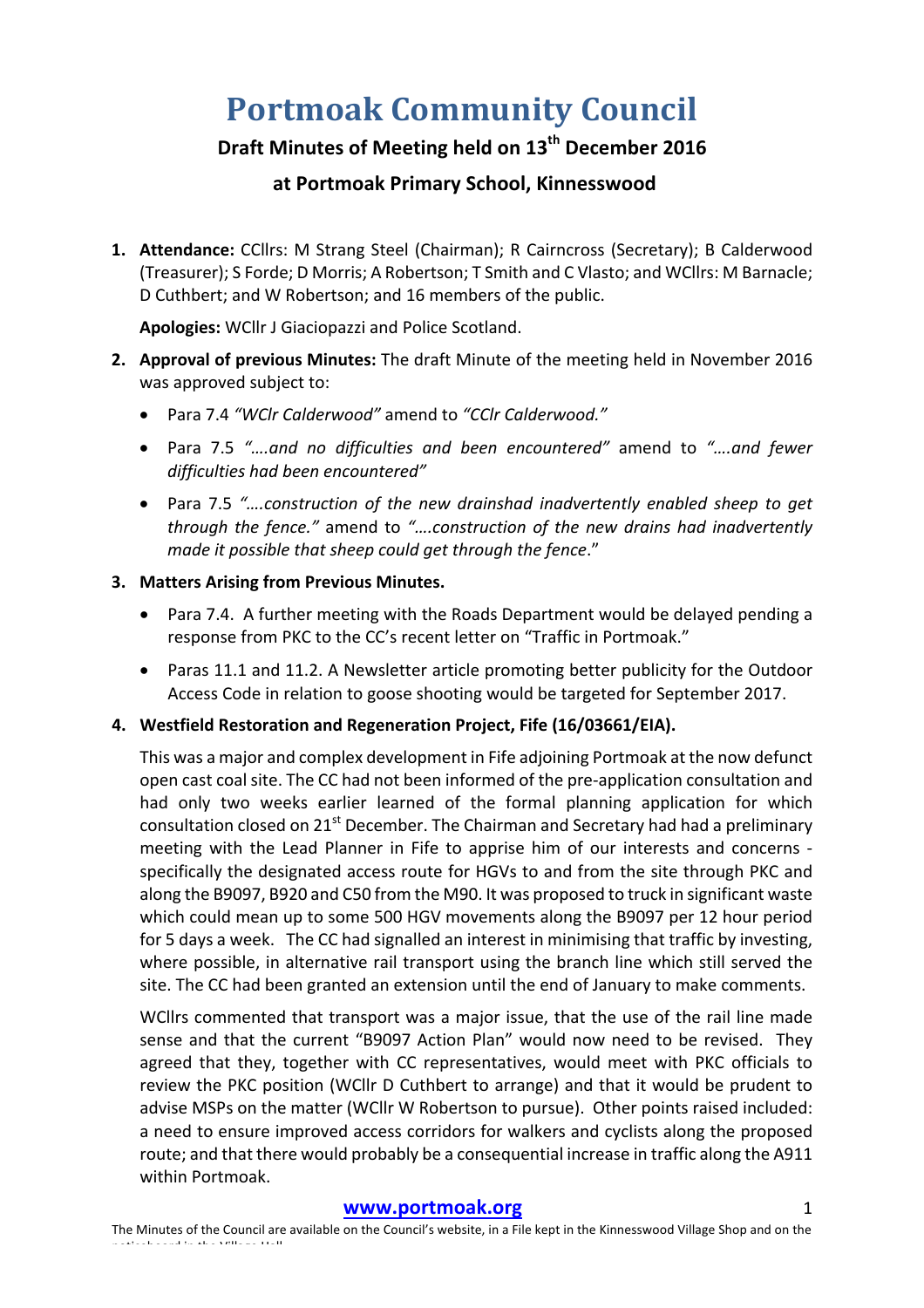# Portmoak Community Council

## Draft Minutes of Meeting held on 13th December 2016

## at Portmoak Primary School, Kinnesswood

1. **Attendance:** CCllrs: M Strang Steel (Chairman); R Cairncross (Secretary); B Calderwood (Treasurer); S Forde; D Morris; A Robertson; T Smith and C Vlasto; and WCllrs: M Barnacle; D Cuthbert; and W Robertson; and 16 members of the public.

   **Apologies:** WCllr J Giaciopazzi and Police Scotland.

2. **Approval of previous Minutes:** The draft Minute of the meeting held in November 2016 was approved subject to:

   - Para 7.4 *"WClr Calderwood"* amend to *"CClr Calderwood."*
   - Para 7.5 *"….and no difficulties and been encountered"* amend to *"….and fewer difficulties had been encountered"*
   - Para 7.5 *"….construction of the new drainshad inadvertently enabled sheep to get through the fence."* amend to *"….construction of the new drains had inadvertently made it possible that sheep could get through the fence*."

3. **Matters Arising from Previous Minutes.**

   - Para 7.4. A further meeting with the Roads Department would be delayed pending a response from PKC to the CC's recent letter on "Traffic in Portmoak."
   - Paras 11.1 and 11.2. A Newsletter article promoting better publicity for the Outdoor Access Code in relation to goose shooting would be targeted for September 2017.

4. **Westfield Restoration and Regeneration Project, Fife (16/03661/EIA).**

   This was a major and complex development in Fife adjoining Portmoak at the now defunct open cast coal site. The CC had not been informed of the pre-application consultation and had only two weeks earlier learned of the formal planning application for which consultation closed on 21st December. The Chairman and Secretary had had a preliminary meeting with the Lead Planner in Fife to apprise him of our interests and concerns - specifically the designated access route for HGVs to and from the site through PKC and along the B9097, B920 and C50 from the M90. It was proposed to truck in significant waste which could mean up to some 500 HGV movements along the B9097 per 12 hour period for 5 days a week. The CC had signalled an interest in minimising that traffic by investing, where possible, in alternative rail transport using the branch line which still served the site. The CC had been granted an extension until the end of January to make comments.

   WCllrs commented that transport was a major issue, that the use of the rail line made sense and that the current "B9097 Action Plan" would now need to be revised. They agreed that they, together with CC representatives, would meet with PKC officials to review the PKC position (WCllr D Cuthbert to arrange) and that it would be prudent to advise MSPs on the matter (WCllr W Robertson to pursue). Other points raised included: a need to ensure improved access corridors for walkers and cyclists along the proposed route; and that there would probably be a consequential increase in traffic along the A911 within Portmoak.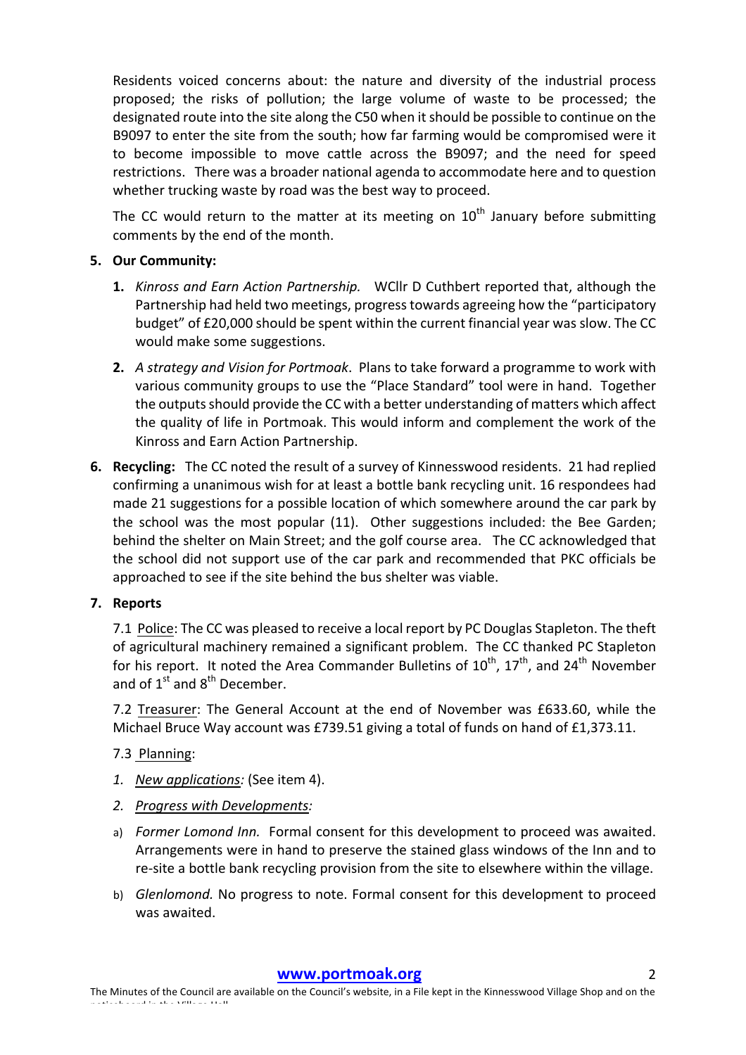Residents voiced concerns about: the nature and diversity of the industrial process proposed; the risks of pollution; the large volume of waste to be processed; the designated route into the site along the C50 when it should be possible to continue on the B9097 to enter the site from the south; how far farming would be compromised were it to become impossible to move cattle across the B9097; and the need for speed restrictions. There was a broader national agenda to accommodate here and to question whether trucking waste by road was the best way to proceed.

The CC would return to the matter at its meeting on 10th January before submitting comments by the end of the month.

**5. Our Community:**

1. *Kinross and Earn Action Partnership.* WCllr D Cuthbert reported that, although the Partnership had held two meetings, progress towards agreeing how the "participatory budget" of £20,000 should be spent within the current financial year was slow. The CC would make some suggestions.

2. *A strategy and Vision for Portmoak*. Plans to take forward a programme to work with various community groups to use the "Place Standard" tool were in hand. Together the outputs should provide the CC with a better understanding of matters which affect the quality of life in Portmoak. This would inform and complement the work of the Kinross and Earn Action Partnership.

**6. Recycling:** The CC noted the result of a survey of Kinnesswood residents. 21 had replied confirming a unanimous wish for at least a bottle bank recycling unit. 16 respondees had made 21 suggestions for a possible location of which somewhere around the car park by the school was the most popular (11). Other suggestions included: the Bee Garden; behind the shelter on Main Street; and the golf course area. The CC acknowledged that the school did not support use of the car park and recommended that PKC officials be approached to see if the site behind the bus shelter was viable.

**7. Reports**

7.1 Police: The CC was pleased to receive a local report by PC Douglas Stapleton. The theft of agricultural machinery remained a significant problem. The CC thanked PC Stapleton for his report. It noted the Area Commander Bulletins of 10th, 17th, and 24th November and of 1st and 8th December.

7.2 Treasurer: The General Account at the end of November was £633.60, while the Michael Bruce Way account was £739.51 giving a total of funds on hand of £1,373.11.

7.3 Planning:

1. *New applications:* (See item 4).
2. *Progress with Developments:*

a) *Former Lomond Inn.* Formal consent for this development to proceed was awaited. Arrangements were in hand to preserve the stained glass windows of the Inn and to re-site a bottle bank recycling provision from the site to elsewhere within the village.

b) *Glenlomond.* No progress to note. Formal consent for this development to proceed was awaited.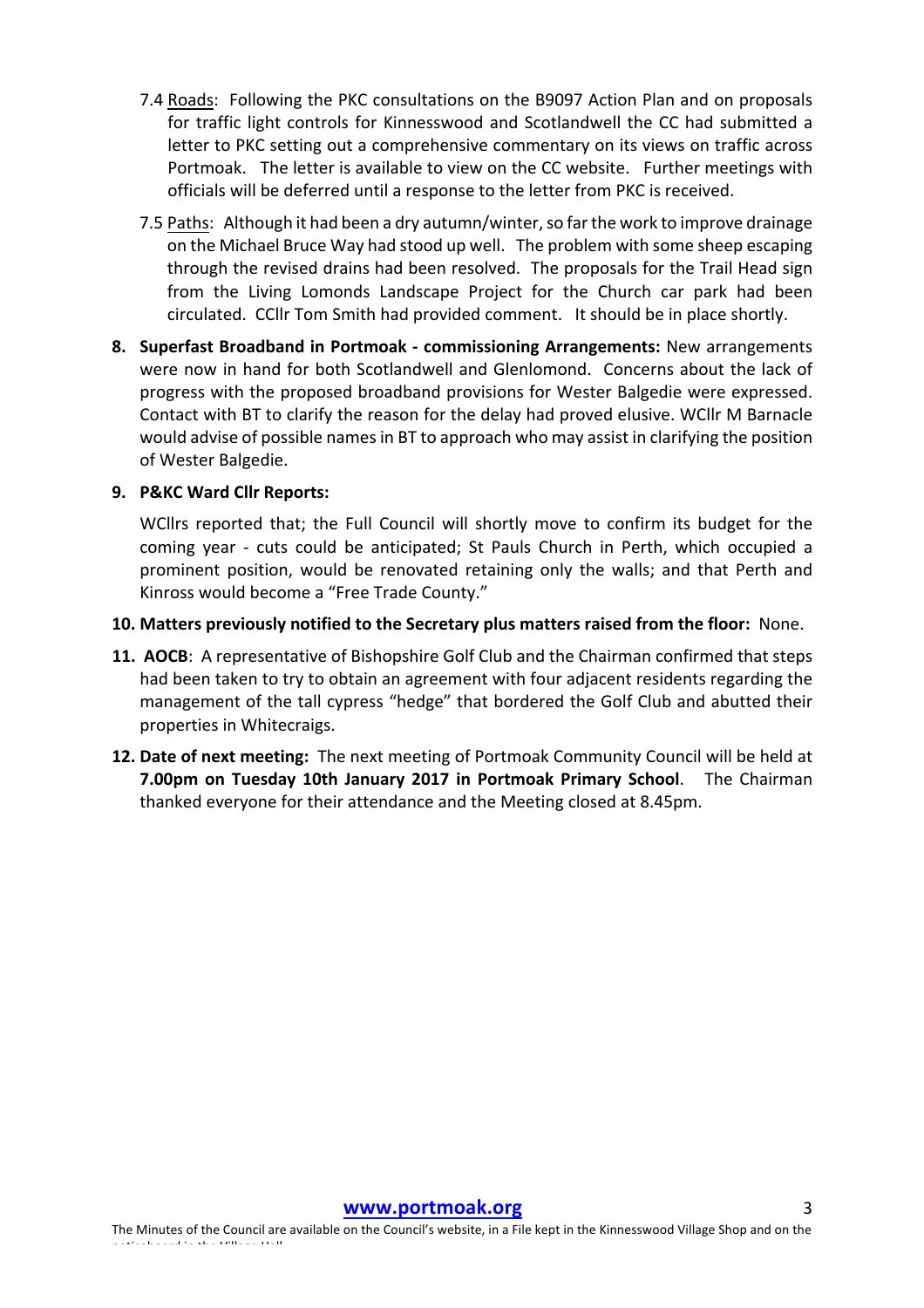7.4 <u>Roads</u>: Following the PKC consultations on the B9097 Action Plan and on proposals for traffic light controls for Kinnesswood and Scotlandwell the CC had submitted a letter to PKC setting out a comprehensive commentary on its views on traffic across Portmoak. The letter is available to view on the CC website. Further meetings with officials will be deferred until a response to the letter from PKC is received.

7.5 <u>Paths</u>: Although it had been a dry autumn/winter, so far the work to improve drainage on the Michael Bruce Way had stood up well. The problem with some sheep escaping through the revised drains had been resolved. The proposals for the Trail Head sign from the Living Lomonds Landscape Project for the Church car park had been circulated. CCllr Tom Smith had provided comment. It should be in place shortly.

8. **Superfast Broadband in Portmoak - commissioning Arrangements:** New arrangements were now in hand for both Scotlandwell and Glenlomond. Concerns about the lack of progress with the proposed broadband provisions for Wester Balgedie were expressed. Contact with BT to clarify the reason for the delay had proved elusive. WCllr M Barnacle would advise of possible names in BT to approach who may assist in clarifying the position of Wester Balgedie.

9. **P&KC Ward Cllr Reports:**

   WCllrs reported that; the Full Council will shortly move to confirm its budget for the coming year - cuts could be anticipated; St Pauls Church in Perth, which occupied a prominent position, would be renovated retaining only the walls; and that Perth and Kinross would become a "Free Trade County."

10. **Matters previously notified to the Secretary plus matters raised from the floor:** None.

11. **AOCB**: A representative of Bishopshire Golf Club and the Chairman confirmed that steps had been taken to try to obtain an agreement with four adjacent residents regarding the management of the tall cypress "hedge" that bordered the Golf Club and abutted their properties in Whitecraigs.

12. **Date of next meeting:** The next meeting of Portmoak Community Council will be held at **7.00pm on Tuesday 10th January 2017 in Portmoak Primary School**. The Chairman thanked everyone for their attendance and the Meeting closed at 8.45pm.